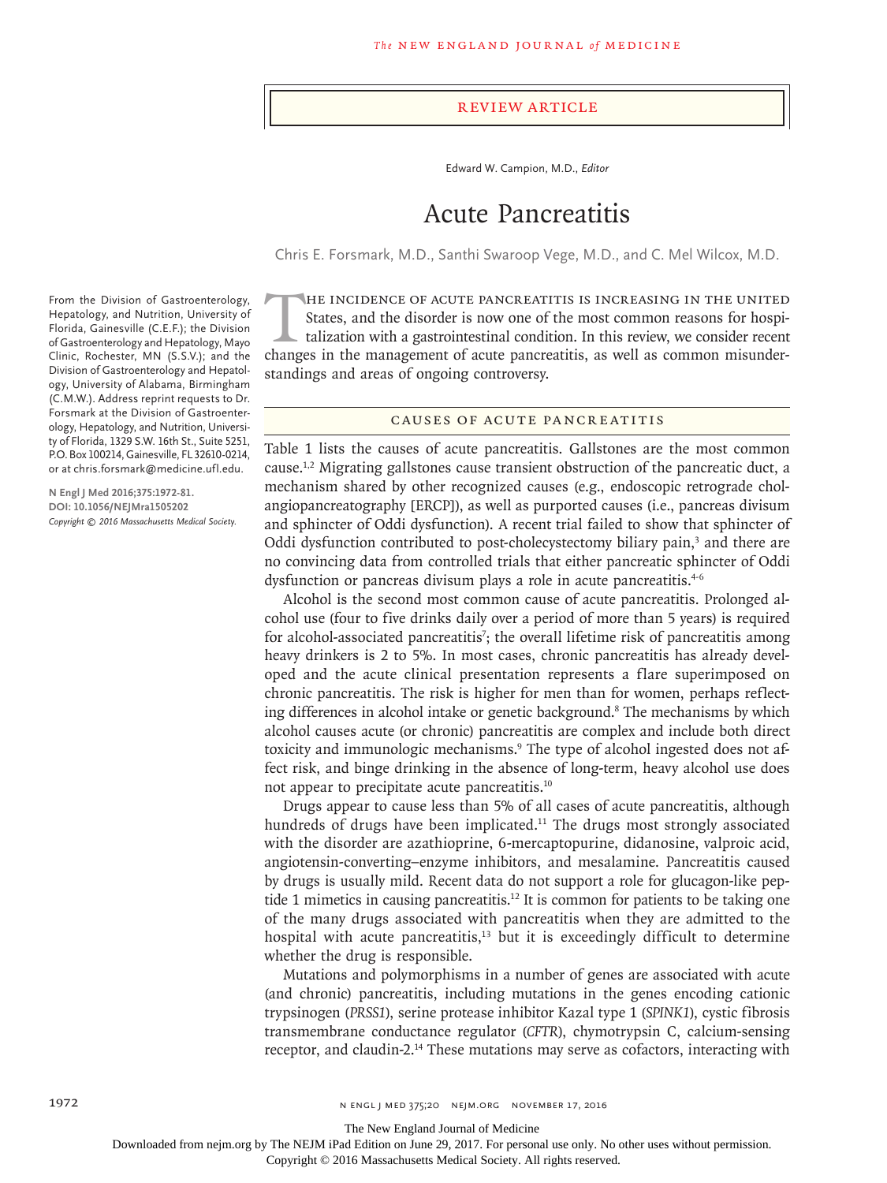REVIEW ARTICLE

Edward W. Campion, M.D., *Editor*

# Acute Pancreatitis

Chris E. Forsmark, M.D., Santhi Swaroop Vege, M.D., and C. Mel Wilcox, M.D.

From the Division of Gastroenterology, Hepatology, and Nutrition, University of Florida, Gainesville (C.E.F.); the Division of Gastroenterology and Hepatology, Mayo Clinic, Rochester, MN (S.S.V.); and the Division of Gastroenterology and Hepatology, University of Alabama, Birmingham (C.M.W.). Address reprint requests to Dr. Forsmark at the Division of Gastroenterology, Hepatology, and Nutrition, University of Florida, 1329 S.W. 16th St., Suite 5251, P.O. Box 100214, Gainesville, FL 32610-0214, or at chris.forsmark@medicine.ufl.edu.

**N Engl J Med 2016;375:1972-81.**
**DOI: 10.1056/NEJMra1505202**
*Copyright © 2016 Massachusetts Medical Society.*

The incidence of acute pancreatitis is increasing in the United States, and the disorder is now one of the most common reasons for hospitalization with a gastrointestinal condition. In this review, we consider recent changes in the management of acute pancreatitis, as well as common misunderstandings and areas of ongoing controversy.

## CAUSES OF ACUTE PANCREATITIS

Table 1 lists the causes of acute pancreatitis. Gallstones are the most common cause.[1,2] Migrating gallstones cause transient obstruction of the pancreatic duct, a mechanism shared by other recognized causes (e.g., endoscopic retrograde cholangiopancreatography [ERCP]), as well as purported causes (i.e., pancreas divisum and sphincter of Oddi dysfunction). A recent trial failed to show that sphincter of Oddi dysfunction contributed to post-cholecystectomy biliary pain,[3] and there are no convincing data from controlled trials that either pancreatic sphincter of Oddi dysfunction or pancreas divisum plays a role in acute pancreatitis.[4-6]

Alcohol is the second most common cause of acute pancreatitis. Prolonged alcohol use (four to five drinks daily over a period of more than 5 years) is required for alcohol-associated pancreatitis[7]; the overall lifetime risk of pancreatitis among heavy drinkers is 2 to 5%. In most cases, chronic pancreatitis has already developed and the acute clinical presentation represents a flare superimposed on chronic pancreatitis. The risk is higher for men than for women, perhaps reflecting differences in alcohol intake or genetic background.[8] The mechanisms by which alcohol causes acute (or chronic) pancreatitis are complex and include both direct toxicity and immunologic mechanisms.[9] The type of alcohol ingested does not affect risk, and binge drinking in the absence of long-term, heavy alcohol use does not appear to precipitate acute pancreatitis.[10]

Drugs appear to cause less than 5% of all cases of acute pancreatitis, although hundreds of drugs have been implicated.[11] The drugs most strongly associated with the disorder are azathioprine, 6-mercaptopurine, didanosine, valproic acid, angiotensin-converting–enzyme inhibitors, and mesalamine. Pancreatitis caused by drugs is usually mild. Recent data do not support a role for glucagon-like peptide 1 mimetics in causing pancreatitis.[12] It is common for patients to be taking one of the many drugs associated with pancreatitis when they are admitted to the hospital with acute pancreatitis,[13] but it is exceedingly difficult to determine whether the drug is responsible.

Mutations and polymorphisms in a number of genes are associated with acute (and chronic) pancreatitis, including mutations in the genes encoding cationic trypsinogen (*PRSS1*), serine protease inhibitor Kazal type 1 (*SPINK1*), cystic fibrosis transmembrane conductance regulator (*CFTR*), chymotrypsin C, calcium-sensing receptor, and claudin-2.[14] These mutations may serve as cofactors, interacting with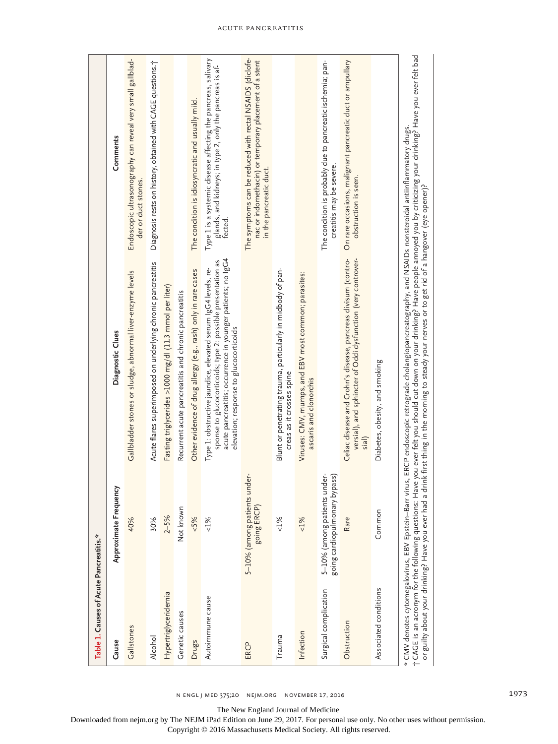**Table 1. Causes of Acute Pancreatitis.***

| Cause | Approximate Frequency | Diagnostic Clues | Comments |
|---|---|---|---|
| Gallstones | 40% | Gallbladder stones or sludge, abnormal liver-enzyme levels | Endoscopic ultrasonography can reveal very small gallbladder or duct stones. |
| Alcohol | 30% | Acute flares superimposed on underlying chronic pancreatitis | Diagnosis rests on history, obtained with CAGE questions.† |
| Hypertriglyceridemia | 2–5% | Fasting triglycerides >1000 mg/dl (11.3 mmol per liter) | |
| Genetic causes | Not known | Recurrent acute pancreatitis and chronic pancreatitis | |
| Drugs | <5% | Other evidence of drug allergy (e.g., rash) only in rare cases | The condition is idiosyncratic and usually mild. |
| Autoimmune cause | <1% | Type 1: obstructive jaundice, elevated serum IgG4 levels, response to glucocorticoids; type 2: possible presentation as acute pancreatitis; occurrence in younger patients; no IgG4 elevation; response to glucocorticoids | Type 1 is a systemic disease affecting the pancreas, salivary glands, and kidneys; in type 2, only the pancreas is affected. |
| ERCP | 5–10% (among patients undergoing ERCP) | | The symptoms can be reduced with rectal NSAIDS (diclofenac or indomethacin) or temporary placement of a stent in the pancreatic duct. |
| Trauma | <1% | Blunt or penetrating trauma, particularly in midbody of pancreas as it crosses spine | |
| Infection | <1% | Viruses: CMV, mumps, and EBV most common; parasites: ascaris and clonorchis | |
| Surgical complication | 5–10% (among patients undergoing cardiopulmonary bypass) | | The condition is probably due to pancreatic ischemia; pancreatitis may be severe. |
| Obstruction | Rare | Celiac disease and Crohn's disease, pancreas divisum (controversial), and sphincter of Oddi dysfunction (very controversial) | On rare occasions, malignant pancreatic duct or ampullary obstruction is seen. |
| Associated conditions | Common | Diabetes, obesity, and smoking | |

\* CMV denotes cytomegalovirus, EBV Epstein–Barr virus, ERCP endoscopic retrograde cholangiopancreatography, and NSAIDs nonsteroidal antiinflammatory drugs.

† CAGE is an acronym for the following questions: Have you ever felt you should cut down on your drinking? Have people annoyed you by criticizing your drinking? Have you ever felt bad or guilty about your drinking? Have you ever had a drink first thing in the morning to steady your nerves or to get rid of a hangover (eye opener)?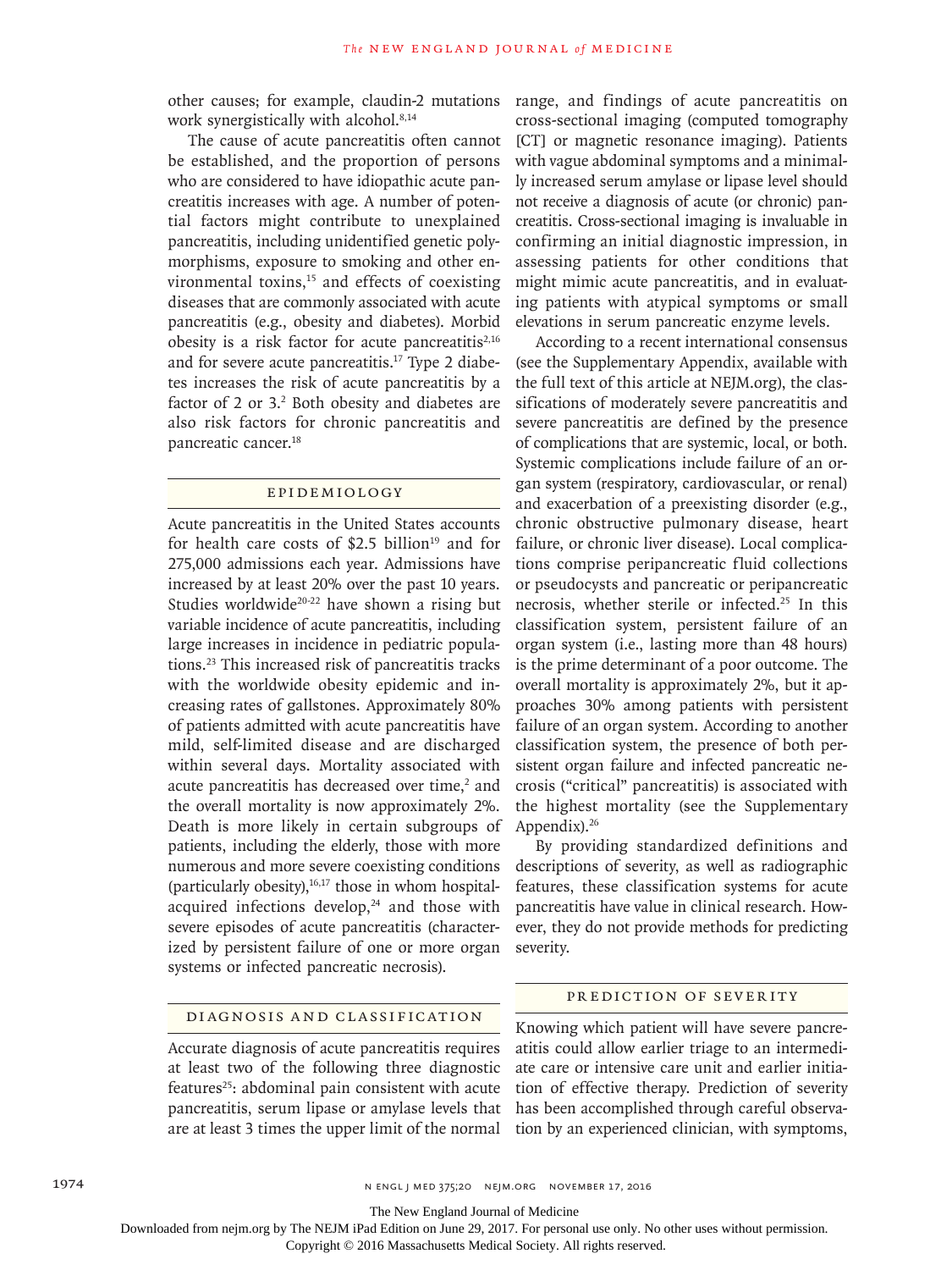other causes; for example, claudin-2 mutations work synergistically with alcohol.[8,14]

The cause of acute pancreatitis often cannot be established, and the proportion of persons who are considered to have idiopathic acute pancreatitis increases with age. A number of potential factors might contribute to unexplained pancreatitis, including unidentified genetic polymorphisms, exposure to smoking and other environmental toxins,[15] and effects of coexisting diseases that are commonly associated with acute pancreatitis (e.g., obesity and diabetes). Morbid obesity is a risk factor for acute pancreatitis[2,16] and for severe acute pancreatitis.[17] Type 2 diabetes increases the risk of acute pancreatitis by a factor of 2 or 3.[2] Both obesity and diabetes are also risk factors for chronic pancreatitis and pancreatic cancer.[18]

## EPIDEMIOLOGY

Acute pancreatitis in the United States accounts for health care costs of $2.5 billion[19] and for 275,000 admissions each year. Admissions have increased by at least 20% over the past 10 years. Studies worldwide[20-22] have shown a rising but variable incidence of acute pancreatitis, including large increases in incidence in pediatric populations.[23] This increased risk of pancreatitis tracks with the worldwide obesity epidemic and increasing rates of gallstones. Approximately 80% of patients admitted with acute pancreatitis have mild, self-limited disease and are discharged within several days. Mortality associated with acute pancreatitis has decreased over time,[2] and the overall mortality is now approximately 2%. Death is more likely in certain subgroups of patients, including the elderly, those with more numerous and more severe coexisting conditions (particularly obesity),[16,17] those in whom hospital-acquired infections develop,[24] and those with severe episodes of acute pancreatitis (characterized by persistent failure of one or more organ systems or infected pancreatic necrosis).

## DIAGNOSIS AND CLASSIFICATION

Accurate diagnosis of acute pancreatitis requires at least two of the following three diagnostic features[25]: abdominal pain consistent with acute pancreatitis, serum lipase or amylase levels that are at least 3 times the upper limit of the normal range, and findings of acute pancreatitis on cross-sectional imaging (computed tomography [CT] or magnetic resonance imaging). Patients with vague abdominal symptoms and a minimally increased serum amylase or lipase level should not receive a diagnosis of acute (or chronic) pancreatitis. Cross-sectional imaging is invaluable in confirming an initial diagnostic impression, in assessing patients for other conditions that might mimic acute pancreatitis, and in evaluating patients with atypical symptoms or small elevations in serum pancreatic enzyme levels.

According to a recent international consensus (see the Supplementary Appendix, available with the full text of this article at NEJM.org), the classifications of moderately severe pancreatitis and severe pancreatitis are defined by the presence of complications that are systemic, local, or both. Systemic complications include failure of an organ system (respiratory, cardiovascular, or renal) and exacerbation of a preexisting disorder (e.g., chronic obstructive pulmonary disease, heart failure, or chronic liver disease). Local complications comprise peripancreatic fluid collections or pseudocysts and pancreatic or peripancreatic necrosis, whether sterile or infected.[25] In this classification system, persistent failure of an organ system (i.e., lasting more than 48 hours) is the prime determinant of a poor outcome. The overall mortality is approximately 2%, but it approaches 30% among patients with persistent failure of an organ system. According to another classification system, the presence of both persistent organ failure and infected pancreatic necrosis ("critical" pancreatitis) is associated with the highest mortality (see the Supplementary Appendix).[26]

By providing standardized definitions and descriptions of severity, as well as radiographic features, these classification systems for acute pancreatitis have value in clinical research. However, they do not provide methods for predicting severity.

## PREDICTION OF SEVERITY

Knowing which patient will have severe pancreatitis could allow earlier triage to an intermediate care or intensive care unit and earlier initiation of effective therapy. Prediction of severity has been accomplished through careful observation by an experienced clinician, with symptoms,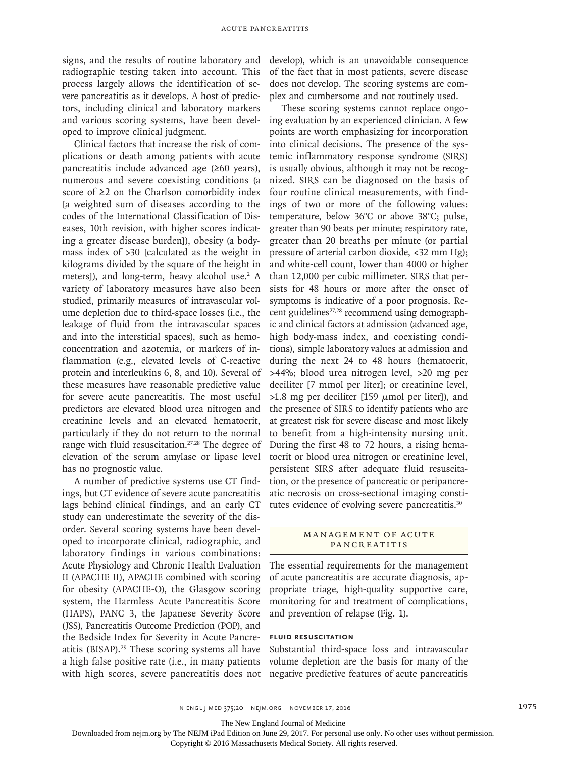signs, and the results of routine laboratory and radiographic testing taken into account. This process largely allows the identification of severe pancreatitis as it develops. A host of predictors, including clinical and laboratory markers and various scoring systems, have been developed to improve clinical judgment.

Clinical factors that increase the risk of complications or death among patients with acute pancreatitis include advanced age (≥60 years), numerous and severe coexisting conditions (a score of ≥2 on the Charlson comorbidity index [a weighted sum of diseases according to the codes of the International Classification of Diseases, 10th revision, with higher scores indicating a greater disease burden]), obesity (a body-mass index of >30 [calculated as the weight in kilograms divided by the square of the height in meters]), and long-term, heavy alcohol use.[2] A variety of laboratory measures have also been studied, primarily measures of intravascular volume depletion due to third-space losses (i.e., the leakage of fluid from the intravascular spaces and into the interstitial spaces), such as hemoconcentration and azotemia, or markers of inflammation (e.g., elevated levels of C-reactive protein and interleukins 6, 8, and 10). Several of these measures have reasonable predictive value for severe acute pancreatitis. The most useful predictors are elevated blood urea nitrogen and creatinine levels and an elevated hematocrit, particularly if they do not return to the normal range with fluid resuscitation.[27,28] The degree of elevation of the serum amylase or lipase level has no prognostic value.

A number of predictive systems use CT findings, but CT evidence of severe acute pancreatitis lags behind clinical findings, and an early CT study can underestimate the severity of the disorder. Several scoring systems have been developed to incorporate clinical, radiographic, and laboratory findings in various combinations: Acute Physiology and Chronic Health Evaluation II (APACHE II), APACHE combined with scoring for obesity (APACHE-O), the Glasgow scoring system, the Harmless Acute Pancreatitis Score (HAPS), PANC 3, the Japanese Severity Score (JSS), Pancreatitis Outcome Prediction (POP), and the Bedside Index for Severity in Acute Pancreatitis (BISAP).[29] These scoring systems all have a high false positive rate (i.e., in many patients with high scores, severe pancreatitis does not develop), which is an unavoidable consequence of the fact that in most patients, severe disease does not develop. The scoring systems are complex and cumbersome and not routinely used.

These scoring systems cannot replace ongoing evaluation by an experienced clinician. A few points are worth emphasizing for incorporation into clinical decisions. The presence of the systemic inflammatory response syndrome (SIRS) is usually obvious, although it may not be recognized. SIRS can be diagnosed on the basis of four routine clinical measurements, with findings of two or more of the following values: temperature, below 36°C or above 38°C; pulse, greater than 90 beats per minute; respiratory rate, greater than 20 breaths per minute (or partial pressure of arterial carbon dioxide, <32 mm Hg); and white-cell count, lower than 4000 or higher than 12,000 per cubic millimeter. SIRS that persists for 48 hours or more after the onset of symptoms is indicative of a poor prognosis. Recent guidelines[27,28] recommend using demographic and clinical factors at admission (advanced age, high body-mass index, and coexisting conditions), simple laboratory values at admission and during the next 24 to 48 hours (hematocrit, >44%; blood urea nitrogen level, >20 mg per deciliter [7 mmol per liter]; or creatinine level, >1.8 mg per deciliter [159 μmol per liter]), and the presence of SIRS to identify patients who are at greatest risk for severe disease and most likely to benefit from a high-intensity nursing unit. During the first 48 to 72 hours, a rising hematocrit or blood urea nitrogen or creatinine level, persistent SIRS after adequate fluid resuscitation, or the presence of pancreatic or peripancreatic necrosis on cross-sectional imaging constitutes evidence of evolving severe pancreatitis.[30]

## MANAGEMENT OF ACUTE PANCREATITIS

The essential requirements for the management of acute pancreatitis are accurate diagnosis, appropriate triage, high-quality supportive care, monitoring for and treatment of complications, and prevention of relapse (Fig. 1).

### FLUID RESUSCITATION

Substantial third-space loss and intravascular volume depletion are the basis for many of the negative predictive features of acute pancreatitis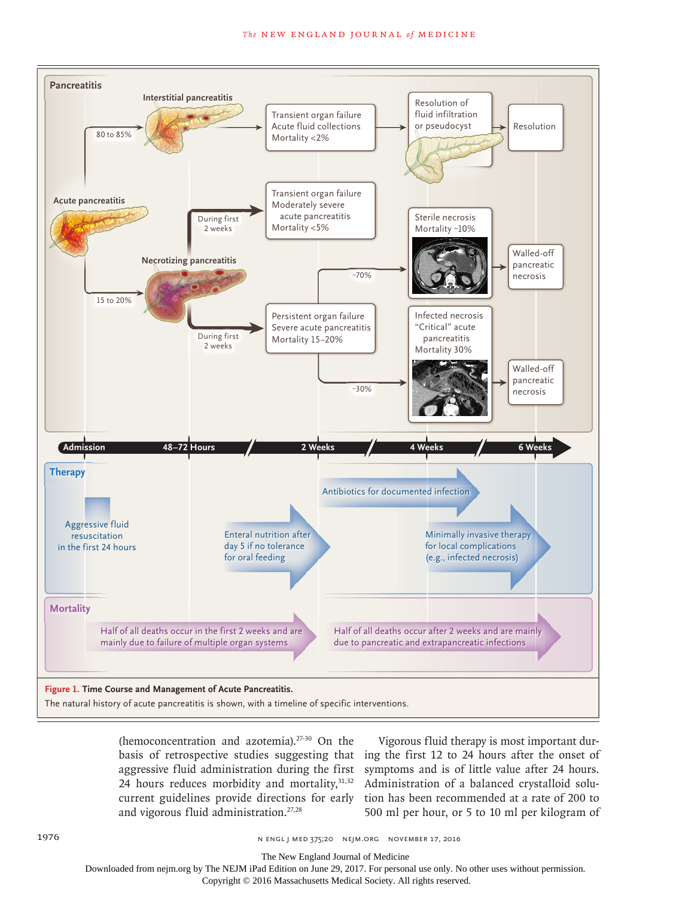**Pancreatitis**

Acute pancreatitis → 80 to 85% → Interstitial pancreatitis → Transient organ failure, Acute fluid collections, Mortality <2% → Resolution of fluid infiltration or pseudocyst → Resolution

Acute pancreatitis → 15 to 20% → Necrotizing pancreatitis

- During first 2 weeks → Transient organ failure, Moderately severe acute pancreatitis, Mortality <5%
- During first 2 weeks → Persistent organ failure, Severe acute pancreatitis, Mortality 15–20%
  - ~70% → Sterile necrosis, Mortality ~10% → Walled-off pancreatic necrosis
  - ~30% → Infected necrosis, "Critical" acute pancreatitis, Mortality 30% → Walled-off pancreatic necrosis

Admission — 48–72 Hours — 2 Weeks — 4 Weeks — 6 Weeks

**Therapy**

- Aggressive fluid resuscitation in the first 24 hours
- Enteral nutrition after day 5 if no tolerance for oral feeding
- Antibiotics for documented infection
- Minimally invasive therapy for local complications (e.g., infected necrosis)

**Mortality**

- Half of all deaths occur in the first 2 weeks and are mainly due to failure of multiple organ systems
- Half of all deaths occur after 2 weeks and are mainly due to pancreatic and extrapancreatic infections

**Figure 1. Time Course and Management of Acute Pancreatitis.**

The natural history of acute pancreatitis is shown, with a timeline of specific interventions.

(hemoconcentration and azotemia).[27-30] On the basis of retrospective studies suggesting that aggressive fluid administration during the first 24 hours reduces morbidity and mortality,[31,32] current guidelines provide directions for early and vigorous fluid administration.[27,28]

Vigorous fluid therapy is most important during the first 12 to 24 hours after the onset of symptoms and is of little value after 24 hours. Administration of a balanced crystalloid solution has been recommended at a rate of 200 to 500 ml per hour, or 5 to 10 ml per kilogram of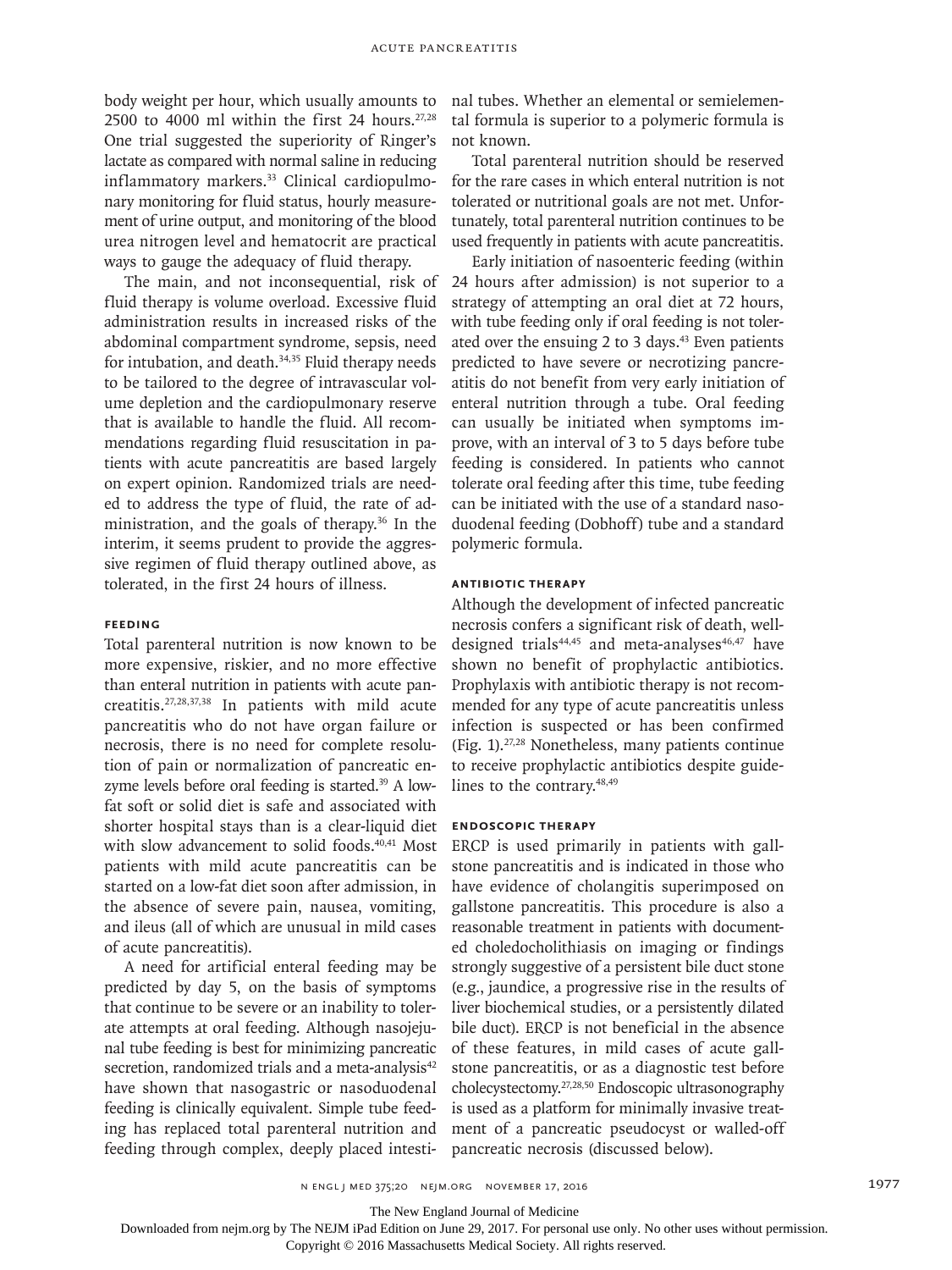body weight per hour, which usually amounts to 2500 to 4000 ml within the first 24 hours.[27,28] One trial suggested the superiority of Ringer's lactate as compared with normal saline in reducing inflammatory markers.[33] Clinical cardiopulmonary monitoring for fluid status, hourly measurement of urine output, and monitoring of the blood urea nitrogen level and hematocrit are practical ways to gauge the adequacy of fluid therapy.

The main, and not inconsequential, risk of fluid therapy is volume overload. Excessive fluid administration results in increased risks of the abdominal compartment syndrome, sepsis, need for intubation, and death.[34,35] Fluid therapy needs to be tailored to the degree of intravascular volume depletion and the cardiopulmonary reserve that is available to handle the fluid. All recommendations regarding fluid resuscitation in patients with acute pancreatitis are based largely on expert opinion. Randomized trials are needed to address the type of fluid, the rate of administration, and the goals of therapy.[36] In the interim, it seems prudent to provide the aggressive regimen of fluid therapy outlined above, as tolerated, in the first 24 hours of illness.

### Feeding

Total parenteral nutrition is now known to be more expensive, riskier, and no more effective than enteral nutrition in patients with acute pancreatitis.[27,28,37,38] In patients with mild acute pancreatitis who do not have organ failure or necrosis, there is no need for complete resolution of pain or normalization of pancreatic enzyme levels before oral feeding is started.[39] A low-fat soft or solid diet is safe and associated with shorter hospital stays than is a clear-liquid diet with slow advancement to solid foods.[40,41] Most patients with mild acute pancreatitis can be started on a low-fat diet soon after admission, in the absence of severe pain, nausea, vomiting, and ileus (all of which are unusual in mild cases of acute pancreatitis).

A need for artificial enteral feeding may be predicted by day 5, on the basis of symptoms that continue to be severe or an inability to tolerate attempts at oral feeding. Although nasojejunal tube feeding is best for minimizing pancreatic secretion, randomized trials and a meta-analysis[42] have shown that nasogastric or nasoduodenal feeding is clinically equivalent. Simple tube feeding has replaced total parenteral nutrition and feeding through complex, deeply placed intestinal tubes. Whether an elemental or semielemental formula is superior to a polymeric formula is not known.

Total parenteral nutrition should be reserved for the rare cases in which enteral nutrition is not tolerated or nutritional goals are not met. Unfortunately, total parenteral nutrition continues to be used frequently in patients with acute pancreatitis.

Early initiation of nasoenteric feeding (within 24 hours after admission) is not superior to a strategy of attempting an oral diet at 72 hours, with tube feeding only if oral feeding is not tolerated over the ensuing 2 to 3 days.[43] Even patients predicted to have severe or necrotizing pancreatitis do not benefit from very early initiation of enteral nutrition through a tube. Oral feeding can usually be initiated when symptoms improve, with an interval of 3 to 5 days before tube feeding is considered. In patients who cannot tolerate oral feeding after this time, tube feeding can be initiated with the use of a standard nasoduodenal feeding (Dobhoff) tube and a standard polymeric formula.

### Antibiotic Therapy

Although the development of infected pancreatic necrosis confers a significant risk of death, well-designed trials[44,45] and meta-analyses[46,47] have shown no benefit of prophylactic antibiotics. Prophylaxis with antibiotic therapy is not recommended for any type of acute pancreatitis unless infection is suspected or has been confirmed (Fig. 1).[27,28] Nonetheless, many patients continue to receive prophylactic antibiotics despite guidelines to the contrary.[48,49]

### Endoscopic Therapy

ERCP is used primarily in patients with gallstone pancreatitis and is indicated in those who have evidence of cholangitis superimposed on gallstone pancreatitis. This procedure is also a reasonable treatment in patients with documented choledocholithiasis on imaging or findings strongly suggestive of a persistent bile duct stone (e.g., jaundice, a progressive rise in the results of liver biochemical studies, or a persistently dilated bile duct). ERCP is not beneficial in the absence of these features, in mild cases of acute gallstone pancreatitis, or as a diagnostic test before cholecystectomy.[27,28,50] Endoscopic ultrasonography is used as a platform for minimally invasive treatment of a pancreatic pseudocyst or walled-off pancreatic necrosis (discussed below).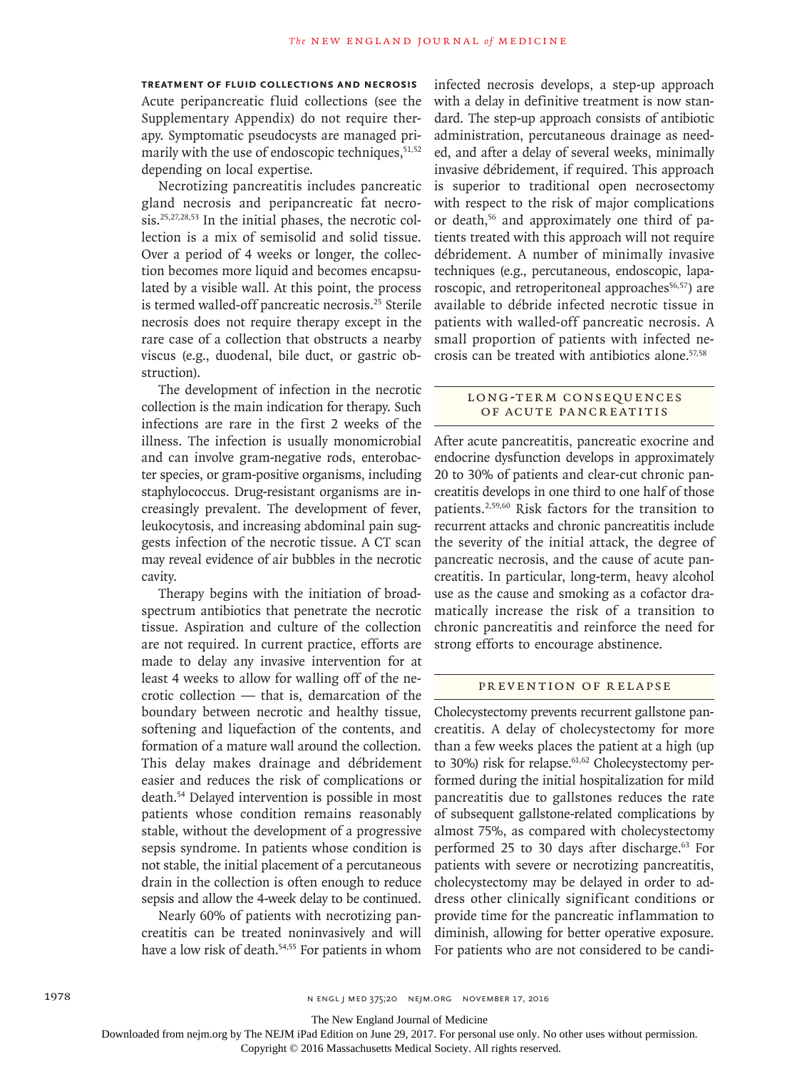### TREATMENT OF FLUID COLLECTIONS AND NECROSIS

Acute peripancreatic fluid collections (see the Supplementary Appendix) do not require therapy. Symptomatic pseudocysts are managed primarily with the use of endoscopic techniques,[51,52] depending on local expertise.

Necrotizing pancreatitis includes pancreatic gland necrosis and peripancreatic fat necrosis.[25,27,28,53] In the initial phases, the necrotic collection is a mix of semisolid and solid tissue. Over a period of 4 weeks or longer, the collection becomes more liquid and becomes encapsulated by a visible wall. At this point, the process is termed walled-off pancreatic necrosis.[25] Sterile necrosis does not require therapy except in the rare case of a collection that obstructs a nearby viscus (e.g., duodenal, bile duct, or gastric obstruction).

The development of infection in the necrotic collection is the main indication for therapy. Such infections are rare in the first 2 weeks of the illness. The infection is usually monomicrobial and can involve gram-negative rods, enterobacter species, or gram-positive organisms, including staphylococcus. Drug-resistant organisms are increasingly prevalent. The development of fever, leukocytosis, and increasing abdominal pain suggests infection of the necrotic tissue. A CT scan may reveal evidence of air bubbles in the necrotic cavity.

Therapy begins with the initiation of broad-spectrum antibiotics that penetrate the necrotic tissue. Aspiration and culture of the collection are not required. In current practice, efforts are made to delay any invasive intervention for at least 4 weeks to allow for walling off of the necrotic collection — that is, demarcation of the boundary between necrotic and healthy tissue, softening and liquefaction of the contents, and formation of a mature wall around the collection. This delay makes drainage and débridement easier and reduces the risk of complications or death.[54] Delayed intervention is possible in most patients whose condition remains reasonably stable, without the development of a progressive sepsis syndrome. In patients whose condition is not stable, the initial placement of a percutaneous drain in the collection is often enough to reduce sepsis and allow the 4-week delay to be continued.

Nearly 60% of patients with necrotizing pancreatitis can be treated noninvasively and will have a low risk of death.[54,55] For patients in whom infected necrosis develops, a step-up approach with a delay in definitive treatment is now standard. The step-up approach consists of antibiotic administration, percutaneous drainage as needed, and after a delay of several weeks, minimally invasive débridement, if required. This approach is superior to traditional open necrosectomy with respect to the risk of major complications or death,[56] and approximately one third of patients treated with this approach will not require débridement. A number of minimally invasive techniques (e.g., percutaneous, endoscopic, laparoscopic, and retroperitoneal approaches[56,57]) are available to débride infected necrotic tissue in patients with walled-off pancreatic necrosis. A small proportion of patients with infected necrosis can be treated with antibiotics alone.[57,58]

## LONG-TERM CONSEQUENCES OF ACUTE PANCREATITIS

After acute pancreatitis, pancreatic exocrine and endocrine dysfunction develops in approximately 20 to 30% of patients and clear-cut chronic pancreatitis develops in one third to one half of those patients.[2,59,60] Risk factors for the transition to recurrent attacks and chronic pancreatitis include the severity of the initial attack, the degree of pancreatic necrosis, and the cause of acute pancreatitis. In particular, long-term, heavy alcohol use as the cause and smoking as a cofactor dramatically increase the risk of a transition to chronic pancreatitis and reinforce the need for strong efforts to encourage abstinence.

## PREVENTION OF RELAPSE

Cholecystectomy prevents recurrent gallstone pancreatitis. A delay of cholecystectomy for more than a few weeks places the patient at a high (up to 30%) risk for relapse.[61,62] Cholecystectomy performed during the initial hospitalization for mild pancreatitis due to gallstones reduces the rate of subsequent gallstone-related complications by almost 75%, as compared with cholecystectomy performed 25 to 30 days after discharge.[63] For patients with severe or necrotizing pancreatitis, cholecystectomy may be delayed in order to address other clinically significant conditions or provide time for the pancreatic inflammation to diminish, allowing for better operative exposure. For patients who are not considered to be candi-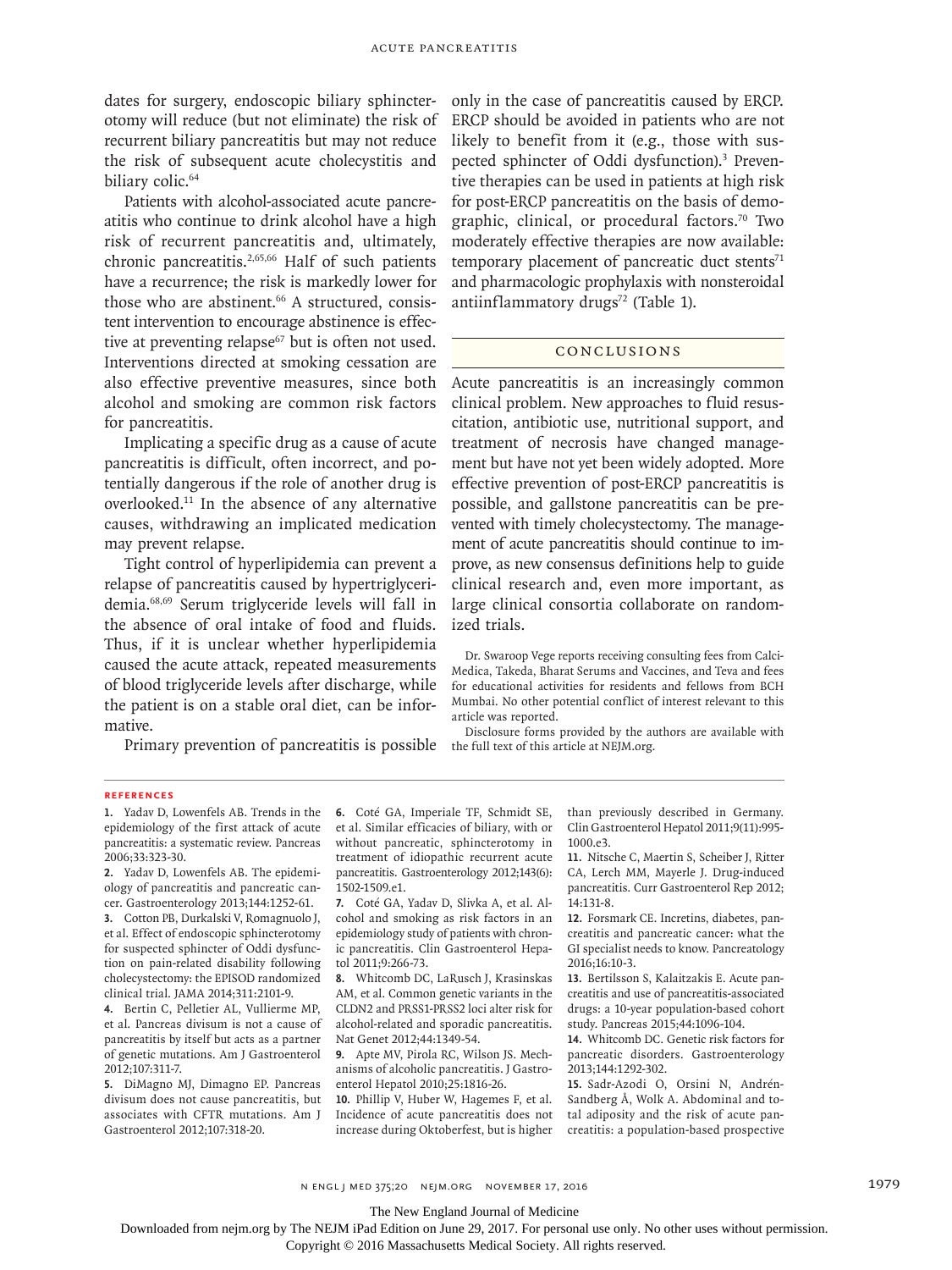dates for surgery, endoscopic biliary sphincterotomy will reduce (but not eliminate) the risk of recurrent biliary pancreatitis but may not reduce the risk of subsequent acute cholecystitis and biliary colic.[64]

Patients with alcohol-associated acute pancreatitis who continue to drink alcohol have a high risk of recurrent pancreatitis and, ultimately, chronic pancreatitis.[2,65,66] Half of such patients have a recurrence; the risk is markedly lower for those who are abstinent.[66] A structured, consistent intervention to encourage abstinence is effective at preventing relapse[67] but is often not used. Interventions directed at smoking cessation are also effective preventive measures, since both alcohol and smoking are common risk factors for pancreatitis.

Implicating a specific drug as a cause of acute pancreatitis is difficult, often incorrect, and potentially dangerous if the role of another drug is overlooked.[11] In the absence of any alternative causes, withdrawing an implicated medication may prevent relapse.

Tight control of hyperlipidemia can prevent a relapse of pancreatitis caused by hypertriglyceridemia.[68,69] Serum triglyceride levels will fall in the absence of oral intake of food and fluids. Thus, if it is unclear whether hyperlipidemia caused the acute attack, repeated measurements of blood triglyceride levels after discharge, while the patient is on a stable oral diet, can be informative.

Primary prevention of pancreatitis is possible only in the case of pancreatitis caused by ERCP. ERCP should be avoided in patients who are not likely to benefit from it (e.g., those with suspected sphincter of Oddi dysfunction).[3] Preventive therapies can be used in patients at high risk for post-ERCP pancreatitis on the basis of demographic, clinical, or procedural factors.[70] Two moderately effective therapies are now available: temporary placement of pancreatic duct stents[71] and pharmacologic prophylaxis with nonsteroidal antiinflammatory drugs[72] (Table 1).

## Conclusions

Acute pancreatitis is an increasingly common clinical problem. New approaches to fluid resuscitation, antibiotic use, nutritional support, and treatment of necrosis have changed management but have not yet been widely adopted. More effective prevention of post-ERCP pancreatitis is possible, and gallstone pancreatitis can be prevented with timely cholecystectomy. The management of acute pancreatitis should continue to improve, as new consensus definitions help to guide clinical research and, even more important, as large clinical consortia collaborate on randomized trials.

Dr. Swaroop Vege reports receiving consulting fees from CalciMedica, Takeda, Bharat Serums and Vaccines, and Teva and fees for educational activities for residents and fellows from BCH Mumbai. No other potential conflict of interest relevant to this article was reported.

Disclosure forms provided by the authors are available with the full text of this article at NEJM.org.

## References

1. Yadav D, Lowenfels AB. Trends in the epidemiology of the first attack of acute pancreatitis: a systematic review. Pancreas 2006;33:323-30.
2. Yadav D, Lowenfels AB. The epidemiology of pancreatitis and pancreatic cancer. Gastroenterology 2013;144:1252-61.
3. Cotton PB, Durkalski V, Romagnuolo J, et al. Effect of endoscopic sphincterotomy for suspected sphincter of Oddi dysfunction on pain-related disability following cholecystectomy: the EPISOD randomized clinical trial. JAMA 2014;311:2101-9.
4. Bertin C, Pelletier AL, Vullierme MP, et al. Pancreas divisum is not a cause of pancreatitis by itself but acts as a partner of genetic mutations. Am J Gastroenterol 2012;107:311-7.
5. DiMagno MJ, Dimagno EP. Pancreas divisum does not cause pancreatitis, but associates with CFTR mutations. Am J Gastroenterol 2012;107:318-20.
6. Coté GA, Imperiale TF, Schmidt SE, et al. Similar efficacies of biliary, with or without pancreatic, sphincterotomy in treatment of idiopathic recurrent acute pancreatitis. Gastroenterology 2012;143(6):1502-1509.e1.
7. Coté GA, Yadav D, Slivka A, et al. Alcohol and smoking as risk factors in an epidemiology study of patients with chronic pancreatitis. Clin Gastroenterol Hepatol 2011;9:266-73.
8. Whitcomb DC, LaRusch J, Krasinskas AM, et al. Common genetic variants in the CLDN2 and PRSS1-PRSS2 loci alter risk for alcohol-related and sporadic pancreatitis. Nat Genet 2012;44:1349-54.
9. Apte MV, Pirola RC, Wilson JS. Mechanisms of alcoholic pancreatitis. J Gastroenterol Hepatol 2010;25:1816-26.
10. Phillip V, Huber W, Hagemes F, et al. Incidence of acute pancreatitis does not increase during Oktoberfest, but is higher than previously described in Germany. Clin Gastroenterol Hepatol 2011;9(11):995-1000.e3.
11. Nitsche C, Maertin S, Scheiber J, Ritter CA, Lerch MM, Mayerle J. Drug-induced pancreatitis. Curr Gastroenterol Rep 2012;14:131-8.
12. Forsmark CE. Incretins, diabetes, pancreatitis and pancreatic cancer: what the GI specialist needs to know. Pancreatology 2016;16:10-3.
13. Bertilsson S, Kalaitzakis E. Acute pancreatitis and use of pancreatitis-associated drugs: a 10-year population-based cohort study. Pancreas 2015;44:1096-104.
14. Whitcomb DC. Genetic risk factors for pancreatic disorders. Gastroenterology 2013;144:1292-302.
15. Sadr-Azodi O, Orsini N, Andrén-Sandberg Å, Wolk A. Abdominal and total adiposity and the risk of acute pancreatitis: a population-based prospective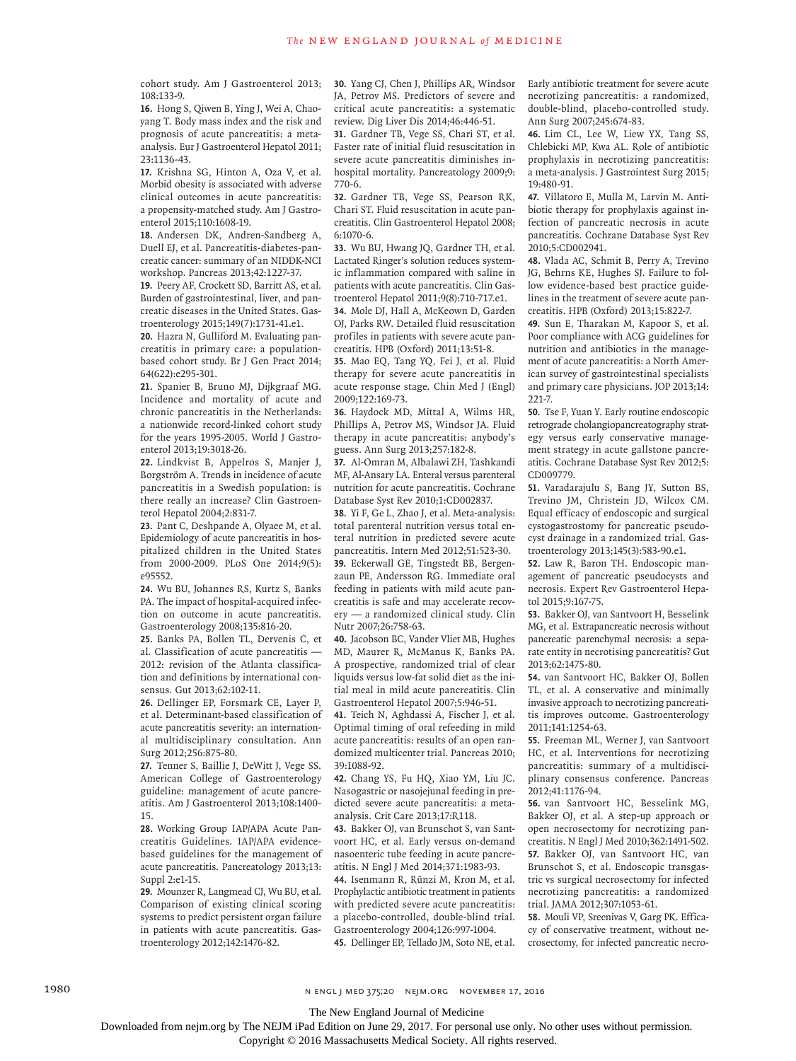cohort study. Am J Gastroenterol 2013; 108:133-9.

16. Hong S, Qiwen B, Ying J, Wei A, Chaoyang T. Body mass index and the risk and prognosis of acute pancreatitis: a meta-analysis. Eur J Gastroenterol Hepatol 2011; 23:1136-43.

17. Krishna SG, Hinton A, Oza V, et al. Morbid obesity is associated with adverse clinical outcomes in acute pancreatitis: a propensity-matched study. Am J Gastroenterol 2015;110:1608-19.

18. Andersen DK, Andren-Sandberg A, Duell EJ, et al. Pancreatitis-diabetes-pancreatic cancer: summary of an NIDDK-NCI workshop. Pancreas 2013;42:1227-37.

19. Peery AF, Crockett SD, Barritt AS, et al. Burden of gastrointestinal, liver, and pancreatic diseases in the United States. Gastroenterology 2015;149(7):1731-41.e1.

20. Hazra N, Gulliford M. Evaluating pancreatitis in primary care: a population-based cohort study. Br J Gen Pract 2014; 64(622):e295-301.

21. Spanier B, Bruno MJ, Dijkgraaf MG. Incidence and mortality of acute and chronic pancreatitis in the Netherlands: a nationwide record-linked cohort study for the years 1995-2005. World J Gastroenterol 2013;19:3018-26.

22. Lindkvist B, Appelros S, Manjer J, Borgström A. Trends in incidence of acute pancreatitis in a Swedish population: is there really an increase? Clin Gastroenterol Hepatol 2004;2:831-7.

23. Pant C, Deshpande A, Olyaee M, et al. Epidemiology of acute pancreatitis in hospitalized children in the United States from 2000-2009. PLoS One 2014;9(5): e95552.

24. Wu BU, Johannes RS, Kurtz S, Banks PA. The impact of hospital-acquired infection on outcome in acute pancreatitis. Gastroenterology 2008;135:816-20.

25. Banks PA, Bollen TL, Dervenis C, et al. Classification of acute pancreatitis — 2012: revision of the Atlanta classification and definitions by international consensus. Gut 2013;62:102-11.

26. Dellinger EP, Forsmark CE, Layer P, et al. Determinant-based classification of acute pancreatitis severity: an international multidisciplinary consultation. Ann Surg 2012;256:875-80.

27. Tenner S, Baillie J, DeWitt J, Vege SS. American College of Gastroenterology guideline: management of acute pancreatitis. Am J Gastroenterol 2013;108:1400-15.

28. Working Group IAP/APA Acute Pancreatitis Guidelines. IAP/APA evidence-based guidelines for the management of acute pancreatitis. Pancreatology 2013;13: Suppl 2:e1-15.

29. Mounzer R, Langmead CJ, Wu BU, et al. Comparison of existing clinical scoring systems to predict persistent organ failure in patients with acute pancreatitis. Gastroenterology 2012;142:1476-82.

30. Yang CJ, Chen J, Phillips AR, Windsor JA, Petrov MS. Predictors of severe and critical acute pancreatitis: a systematic review. Dig Liver Dis 2014;46:446-51.

31. Gardner TB, Vege SS, Chari ST, et al. Faster rate of initial fluid resuscitation in severe acute pancreatitis diminishes in-hospital mortality. Pancreatology 2009;9: 770-6.

32. Gardner TB, Vege SS, Pearson RK, Chari ST. Fluid resuscitation in acute pancreatitis. Clin Gastroenterol Hepatol 2008; 6:1070-6.

33. Wu BU, Hwang JQ, Gardner TH, et al. Lactated Ringer's solution reduces systemic inflammation compared with saline in patients with acute pancreatitis. Clin Gastroenterol Hepatol 2011;9(8):710-717.e1.

34. Mole DJ, Hall A, McKeown D, Garden OJ, Parks RW. Detailed fluid resuscitation profiles in patients with severe acute pancreatitis. HPB (Oxford) 2011;13:51-8.

35. Mao EQ, Tang YQ, Fei J, et al. Fluid therapy for severe acute pancreatitis in acute response stage. Chin Med J (Engl) 2009;122:169-73.

36. Haydock MD, Mittal A, Wilms HR, Phillips A, Petrov MS, Windsor JA. Fluid therapy in acute pancreatitis: anybody's guess. Ann Surg 2013;257:182-8.

37. Al-Omran M, Albalawi ZH, Tashkandi MF, Al-Ansary LA. Enteral versus parenteral nutrition for acute pancreatitis. Cochrane Database Syst Rev 2010;1:CD002837.

38. Yi F, Ge L, Zhao J, et al. Meta-analysis: total parenteral nutrition versus total enteral nutrition in predicted severe acute pancreatitis. Intern Med 2012;51:523-30.

39. Eckerwall GE, Tingstedt BB, Bergenzaun PE, Andersson RG. Immediate oral feeding in patients with mild acute pancreatitis is safe and may accelerate recovery — a randomized clinical study. Clin Nutr 2007;26:758-63.

40. Jacobson BC, Vander Vliet MB, Hughes MD, Maurer R, McManus K, Banks PA. A prospective, randomized trial of clear liquids versus low-fat solid diet as the initial meal in mild acute pancreatitis. Clin Gastroenterol Hepatol 2007;5:946-51.

41. Teich N, Aghdassi A, Fischer J, et al. Optimal timing of oral refeeding in mild acute pancreatitis: results of an open randomized multicenter trial. Pancreas 2010; 39:1088-92.

42. Chang YS, Fu HQ, Xiao YM, Liu JC. Nasogastric or nasojejunal feeding in predicted severe acute pancreatitis: a meta-analysis. Crit Care 2013;17:R118.

43. Bakker OJ, van Brunschot S, van Santvoort HC, et al. Early versus on-demand nasoenteric tube feeding in acute pancreatitis. N Engl J Med 2014;371:1983-93.

44. Isenmann R, Rünzi M, Kron M, et al. Prophylactic antibiotic treatment in patients with predicted severe acute pancreatitis: a placebo-controlled, double-blind trial. Gastroenterology 2004;126:997-1004.

45. Dellinger EP, Tellado JM, Soto NE, et al. Early antibiotic treatment for severe acute necrotizing pancreatitis: a randomized, double-blind, placebo-controlled study. Ann Surg 2007;245:674-83.

46. Lim CL, Lee W, Liew YX, Tang SS, Chlebicki MP, Kwa AL. Role of antibiotic prophylaxis in necrotizing pancreatitis: a meta-analysis. J Gastrointest Surg 2015; 19:480-91.

47. Villatoro E, Mulla M, Larvin M. Antibiotic therapy for prophylaxis against infection of pancreatic necrosis in acute pancreatitis. Cochrane Database Syst Rev 2010;5:CD002941.

48. Vlada AC, Schmit B, Perry A, Trevino JG, Behrns KE, Hughes SJ. Failure to follow evidence-based best practice guidelines in the treatment of severe acute pancreatitis. HPB (Oxford) 2013;15:822-7.

49. Sun E, Tharakan M, Kapoor S, et al. Poor compliance with ACG guidelines for nutrition and antibiotics in the management of acute pancreatitis: a North American survey of gastrointestinal specialists and primary care physicians. JOP 2013;14: 221-7.

50. Tse F, Yuan Y. Early routine endoscopic retrograde cholangiopancreatography strategy versus early conservative management strategy in acute gallstone pancreatitis. Cochrane Database Syst Rev 2012;5: CD009779.

51. Varadarajulu S, Bang JY, Sutton BS, Trevino JM, Christein JD, Wilcox CM. Equal efficacy of endoscopic and surgical cystogastrostomy for pancreatic pseudocyst drainage in a randomized trial. Gastroenterology 2013;145(3):583-90.e1.

52. Law R, Baron TH. Endoscopic management of pancreatic pseudocysts and necrosis. Expert Rev Gastroenterol Hepatol 2015;9:167-75.

53. Bakker OJ, van Santvoort H, Besselink MG, et al. Extrapancreatic necrosis without pancreatic parenchymal necrosis: a separate entity in necrotising pancreatitis? Gut 2013;62:1475-80.

54. van Santvoort HC, Bakker OJ, Bollen TL, et al. A conservative and minimally invasive approach to necrotizing pancreatitis improves outcome. Gastroenterology 2011;141:1254-63.

55. Freeman ML, Werner J, van Santvoort HC, et al. Interventions for necrotizing pancreatitis: summary of a multidisciplinary consensus conference. Pancreas 2012;41:1176-94.

56. van Santvoort HC, Besselink MG, Bakker OJ, et al. A step-up approach or open necrosectomy for necrotizing pancreatitis. N Engl J Med 2010;362:1491-502.

57. Bakker OJ, van Santvoort HC, van Brunschot S, et al. Endoscopic transgastric vs surgical necrosectomy for infected necrotizing pancreatitis: a randomized trial. JAMA 2012;307:1053-61.

58. Mouli VP, Sreenivas V, Garg PK. Efficacy of conservative treatment, without necrosectomy, for infected pancreatic necro-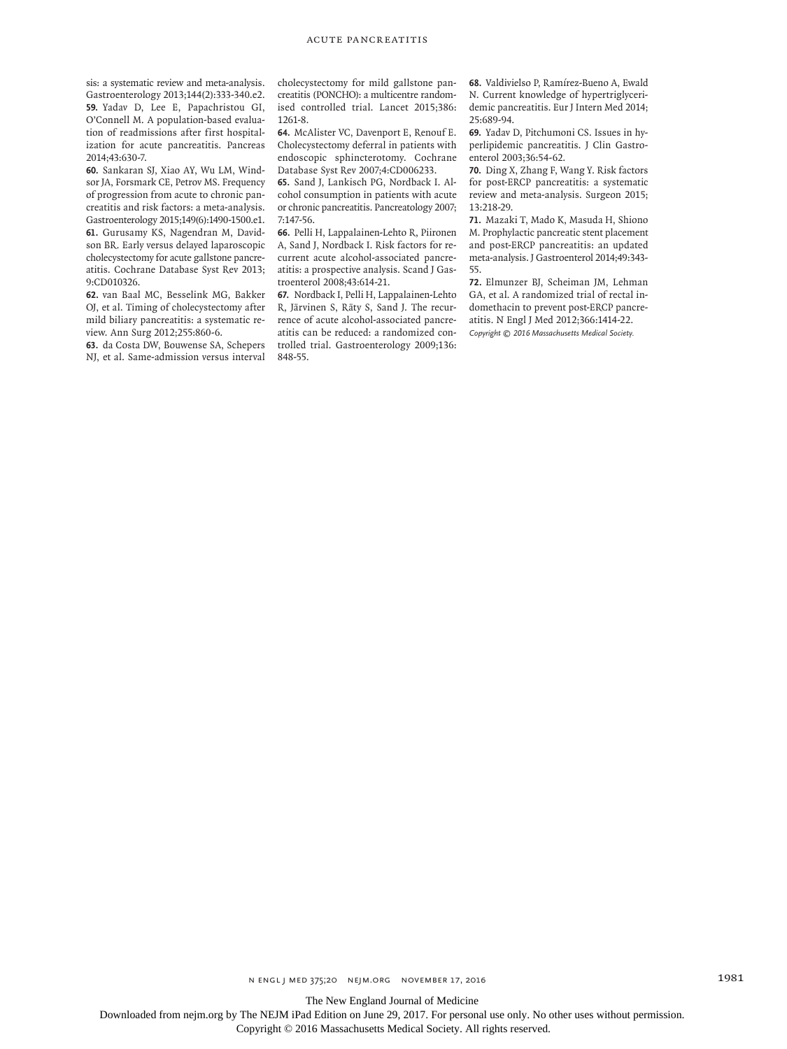sis: a systematic review and meta-analysis. Gastroenterology 2013;144(2):333-340.e2.

**59.** Yadav D, Lee E, Papachristou GI, O'Connell M. A population-based evaluation of readmissions after first hospitalization for acute pancreatitis. Pancreas 2014;43:630-7.

**60.** Sankaran SJ, Xiao AY, Wu LM, Windsor JA, Forsmark CE, Petrov MS. Frequency of progression from acute to chronic pancreatitis and risk factors: a meta-analysis. Gastroenterology 2015;149(6):1490-1500.e1.

**61.** Gurusamy KS, Nagendran M, Davidson BR. Early versus delayed laparoscopic cholecystectomy for acute gallstone pancreatitis. Cochrane Database Syst Rev 2013;9:CD010326.

**62.** van Baal MC, Besselink MG, Bakker OJ, et al. Timing of cholecystectomy after mild biliary pancreatitis: a systematic review. Ann Surg 2012;255:860-6.

**63.** da Costa DW, Bouwense SA, Schepers NJ, et al. Same-admission versus interval cholecystectomy for mild gallstone pancreatitis (PONCHO): a multicentre randomised controlled trial. Lancet 2015;386:1261-8.

**64.** McAlister VC, Davenport E, Renouf E. Cholecystectomy deferral in patients with endoscopic sphincterotomy. Cochrane Database Syst Rev 2007;4:CD006233.

**65.** Sand J, Lankisch PG, Nordback I. Alcohol consumption in patients with acute or chronic pancreatitis. Pancreatology 2007;7:147-56.

**66.** Pelli H, Lappalainen-Lehto R, Piironen A, Sand J, Nordback I. Risk factors for recurrent acute alcohol-associated pancreatitis: a prospective analysis. Scand J Gastroenterol 2008;43:614-21.

**67.** Nordback I, Pelli H, Lappalainen-Lehto R, Järvinen S, Räty S, Sand J. The recurrence of acute alcohol-associated pancreatitis can be reduced: a randomized controlled trial. Gastroenterology 2009;136:848-55.

**68.** Valdivielso P, Ramírez-Bueno A, Ewald N. Current knowledge of hypertriglyceridemic pancreatitis. Eur J Intern Med 2014;25:689-94.

**69.** Yadav D, Pitchumoni CS. Issues in hyperlipidemic pancreatitis. J Clin Gastroenterol 2003;36:54-62.

**70.** Ding X, Zhang F, Wang Y. Risk factors for post-ERCP pancreatitis: a systematic review and meta-analysis. Surgeon 2015;13:218-29.

**71.** Mazaki T, Mado K, Masuda H, Shiono M. Prophylactic pancreatic stent placement and post-ERCP pancreatitis: an updated meta-analysis. J Gastroenterol 2014;49:343-55.

**72.** Elmunzer BJ, Scheiman JM, Lehman GA, et al. A randomized trial of rectal indomethacin to prevent post-ERCP pancreatitis. N Engl J Med 2012;366:1414-22.

*Copyright © 2016 Massachusetts Medical Society.*